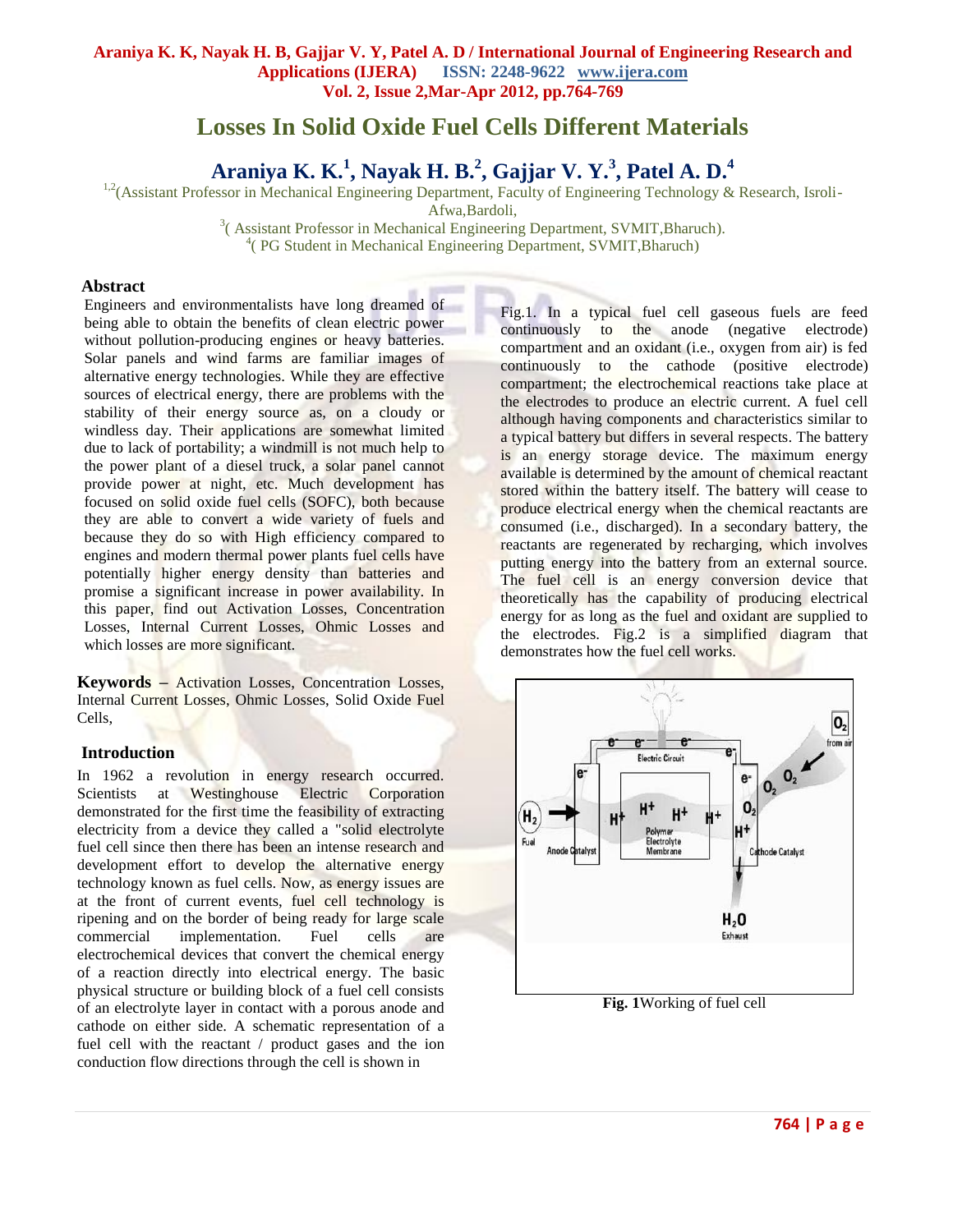# Losses In Solid Oxide Fuel Cells Different Materials

## Araniya K. K.[1], Nayak H. B.[2], Gajjar V. Y.[3], Patel A. D.[4]

[1,2](Assistant Professor in Mechanical Engineering Department, Faculty of Engineering Technology & Research, Isroli-Afwa,Bardoli,

[3]( Assistant Professor in Mechanical Engineering Department, SVMIT,Bharuch).

[4]( PG Student in Mechanical Engineering Department, SVMIT,Bharuch)

### Abstract

Engineers and environmentalists have long dreamed of being able to obtain the benefits of clean electric power without pollution-producing engines or heavy batteries. Solar panels and wind farms are familiar images of alternative energy technologies. While they are effective sources of electrical energy, there are problems with the stability of their energy source as, on a cloudy or windless day. Their applications are somewhat limited due to lack of portability; a windmill is not much help to the power plant of a diesel truck, a solar panel cannot provide power at night, etc. Much development has focused on solid oxide fuel cells (SOFC), both because they are able to convert a wide variety of fuels and because they do so with High efficiency compared to engines and modern thermal power plants fuel cells have potentially higher energy density than batteries and promise a significant increase in power availability. In this paper, find out Activation Losses, Concentration Losses, Internal Current Losses, Ohmic Losses and which losses are more significant.

**Keywords –** Activation Losses, Concentration Losses, Internal Current Losses, Ohmic Losses, Solid Oxide Fuel Cells,

### Introduction

In 1962 a revolution in energy research occurred. Scientists at Westinghouse Electric Corporation demonstrated for the first time the feasibility of extracting electricity from a device they called a "solid electrolyte fuel cell since then there has been an intense research and development effort to develop the alternative energy technology known as fuel cells. Now, as energy issues are at the front of current events, fuel cell technology is ripening and on the border of being ready for large scale commercial implementation. Fuel cells are electrochemical devices that convert the chemical energy of a reaction directly into electrical energy. The basic physical structure or building block of a fuel cell consists of an electrolyte layer in contact with a porous anode and cathode on either side. A schematic representation of a fuel cell with the reactant / product gases and the ion conduction flow directions through the cell is shown in Fig.1. In a typical fuel cell gaseous fuels are feed continuously to the anode (negative electrode) compartment and an oxidant (i.e., oxygen from air) is fed continuously to the cathode (positive electrode) compartment; the electrochemical reactions take place at the electrodes to produce an electric current. A fuel cell although having components and characteristics similar to a typical battery but differs in several respects. The battery is an energy storage device. The maximum energy available is determined by the amount of chemical reactant stored within the battery itself. The battery will cease to produce electrical energy when the chemical reactants are consumed (i.e., discharged). In a secondary battery, the reactants are regenerated by recharging, which involves putting energy into the battery from an external source. The fuel cell is an energy conversion device that theoretically has the capability of producing electrical energy for as long as the fuel and oxidant are supplied to the electrodes. Fig.2 is a simplified diagram that demonstrates how the fuel cell works.

**Fig. 1**Working of fuel cell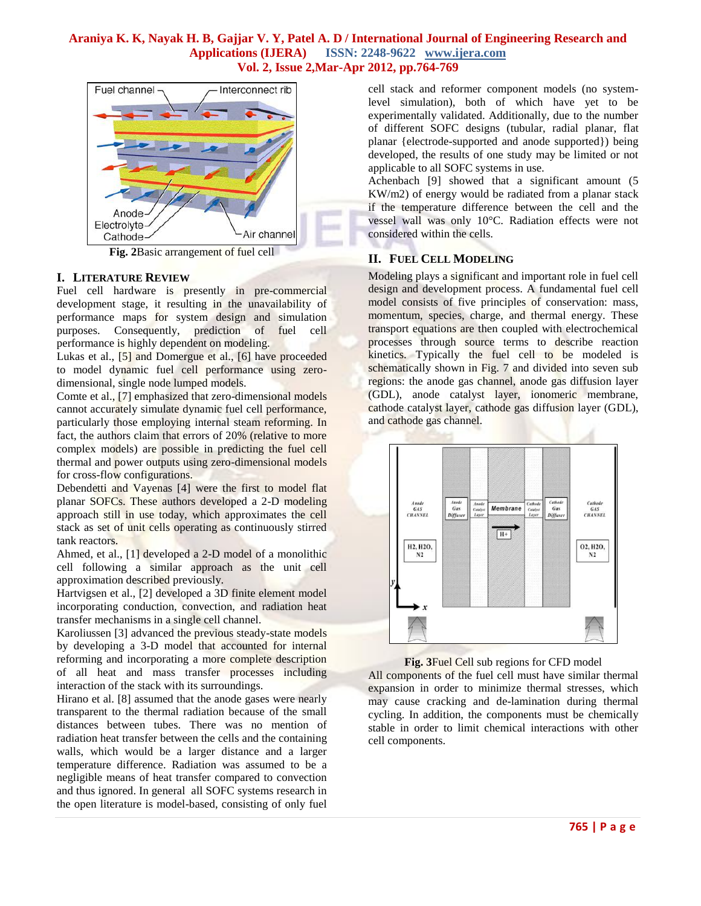Fig. 2Basic arrangement of fuel cell

## I. LITERATURE REVIEW

Fuel cell hardware is presently in pre-commercial development stage, it resulting in the unavailability of performance maps for system design and simulation purposes. Consequently, prediction of fuel cell performance is highly dependent on modeling.

Lukas et al., [5] and Domergue et al., [6] have proceeded to model dynamic fuel cell performance using zero-dimensional, single node lumped models.

Comte et al., [7] emphasized that zero-dimensional models cannot accurately simulate dynamic fuel cell performance, particularly those employing internal steam reforming. In fact, the authors claim that errors of 20% (relative to more complex models) are possible in predicting the fuel cell thermal and power outputs using zero-dimensional models for cross-flow configurations.

Debendetti and Vayenas [4] were the first to model flat planar SOFCs. These authors developed a 2-D modeling approach still in use today, which approximates the cell stack as set of unit cells operating as continuously stirred tank reactors.

Ahmed, et al., [1] developed a 2-D model of a monolithic cell following a similar approach as the unit cell approximation described previously.

Hartvigsen et al., [2] developed a 3D finite element model incorporating conduction, convection, and radiation heat transfer mechanisms in a single cell channel.

Karoliussen [3] advanced the previous steady-state models by developing a 3-D model that accounted for internal reforming and incorporating a more complete description of all heat and mass transfer processes including interaction of the stack with its surroundings.

Hirano et al. [8] assumed that the anode gases were nearly transparent to the thermal radiation because of the small distances between tubes. There was no mention of radiation heat transfer between the cells and the containing walls, which would be a larger distance and a larger temperature difference. Radiation was assumed to be a negligible means of heat transfer compared to convection and thus ignored. In general all SOFC systems research in the open literature is model-based, consisting of only fuel cell stack and reformer component models (no system-level simulation), both of which have yet to be experimentally validated. Additionally, due to the number of different SOFC designs (tubular, radial planar, flat planar {electrode-supported and anode supported}) being developed, the results of one study may be limited or not applicable to all SOFC systems in use.

Achenbach [9] showed that a significant amount (5 KW/m2) of energy would be radiated from a planar stack if the temperature difference between the cell and the vessel wall was only 10°C. Radiation effects were not considered within the cells.

## II. FUEL CELL MODELING

Modeling plays a significant and important role in fuel cell design and development process. A fundamental fuel cell model consists of five principles of conservation: mass, momentum, species, charge, and thermal energy. These transport equations are then coupled with electrochemical processes through source terms to describe reaction kinetics. Typically the fuel cell to be modeled is schematically shown in Fig. 7 and divided into seven sub regions: the anode gas channel, anode gas diffusion layer (GDL), anode catalyst layer, ionomeric membrane, cathode catalyst layer, cathode gas diffusion layer (GDL), and cathode gas channel.

Fig. 3Fuel Cell sub regions for CFD model

All components of the fuel cell must have similar thermal expansion in order to minimize thermal stresses, which may cause cracking and de-lamination during thermal cycling. In addition, the components must be chemically stable in order to limit chemical interactions with other cell components.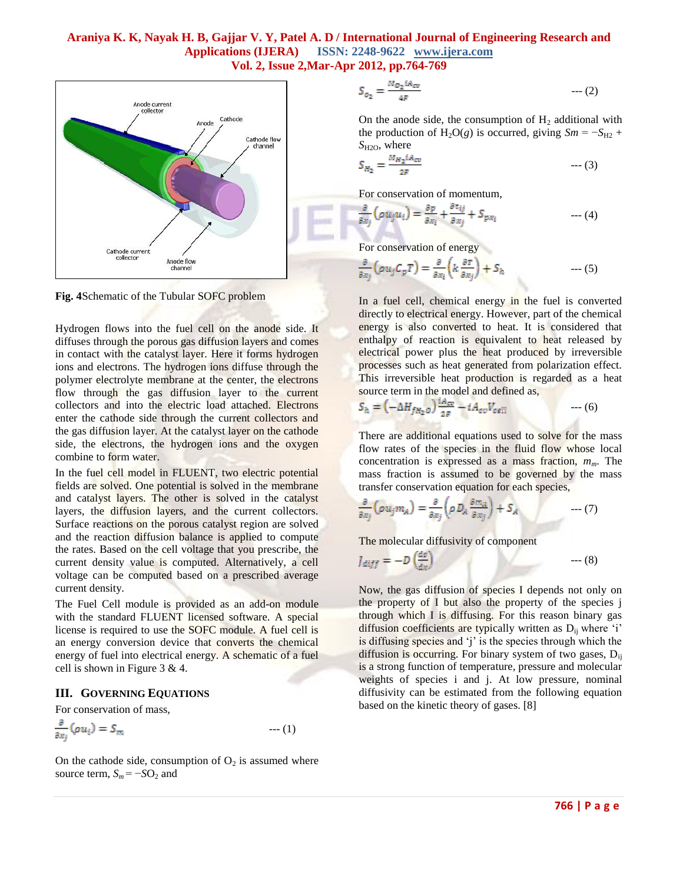Fig. 4Schematic of the Tubular SOFC problem

Hydrogen flows into the fuel cell on the anode side. It diffuses through the porous gas diffusion layers and comes in contact with the catalyst layer. Here it forms hydrogen ions and electrons. The hydrogen ions diffuse through the polymer electrolyte membrane at the center, the electrons flow through the gas diffusion layer to the current collectors and into the electric load attached. Electrons enter the cathode side through the current collectors and the gas diffusion layer. At the catalyst layer on the cathode side, the electrons, the hydrogen ions and the oxygen combine to form water.

In the fuel cell model in FLUENT, two electric potential fields are solved. One potential is solved in the membrane and catalyst layers. The other is solved in the catalyst layers, the diffusion layers, and the current collectors. Surface reactions on the porous catalyst region are solved and the reaction diffusion balance is applied to compute the rates. Based on the cell voltage that you prescribe, the current density value is computed. Alternatively, a cell voltage can be computed based on a prescribed average current density.

The Fuel Cell module is provided as an add-on module with the standard FLUENT licensed software. A special license is required to use the SOFC module. A fuel cell is an energy conversion device that converts the chemical energy of fuel into electrical energy. A schematic of a fuel cell is shown in Figure 3 & 4.

## III. Governing Equations

For conservation of mass,

$$\frac{\partial}{\partial x_j}(\rho u_j) = S_m \qquad \text{--- (1)}$$

On the cathode side, consumption of $O_2$ is assumed where source term, $S_m = -SO_2$ and

$$S_{O_2} = \frac{M_{O_2} i A_{cv}}{4F} \qquad \text{--- (2)}$$

On the anode side, the consumption of $H_2$ additional with the production of $H_2O(g)$ is occurred, giving $Sm = -S_{H2} + S_{H2O}$, where

$$S_{H_2} = \frac{M_{H_2} i A_{cv}}{2F} \qquad \text{--- (3)}$$

For conservation of momentum,

$$\frac{\partial}{\partial x_j}(\rho u_j u_i) = \frac{\partial p}{\partial x_i} + \frac{\partial \tau_{ij}}{\partial x_j} + S_{px_i} \qquad \text{--- (4)}$$

For conservation of energy

$$\frac{\partial}{\partial x_j}(\rho u_j C_p T) = \frac{\partial}{\partial x_i}\left(k \frac{\partial T}{\partial x_j}\right) + S_h \qquad \text{--- (5)}$$

In a fuel cell, chemical energy in the fuel is converted directly to electrical energy. However, part of the chemical energy is also converted to heat. It is considered that enthalpy of reaction is equivalent to heat released by electrical power plus the heat produced by irreversible processes such as heat generated from polarization effect. This irreversible heat production is regarded as a heat source term in the model and defined as,

$$S_h = \left(-\Delta H_{f H_2O}\right) \frac{i A_{cv}}{2F} - i A_{cv} V_{cell} \qquad \text{--- (6)}$$

There are additional equations used to solve for the mass flow rates of the species in the fluid flow whose local concentration is expressed as a mass fraction, $m_m$. The mass fraction is assumed to be governed by the mass transfer conservation equation for each species,

$$\frac{\partial}{\partial x_j}(\rho u_j m_A) = \frac{\partial}{\partial x_j}\left(\rho D_A \frac{\partial m_A}{\partial x_j}\right) + S_A \qquad \text{--- (7)}$$

The molecular diffusivity of component

$$J_{diff} = -D\left(\frac{dc}{dx}\right) \qquad \text{--- (8)}$$

Now, the gas diffusion of species I depends not only on the property of I but also the property of the species j through which I is diffusing. For this reason binary gas diffusion coefficients are typically written as $D_{ij}$ where 'i' is diffusing species and 'j' is the species through which the diffusion is occurring. For binary system of two gases, $D_{ij}$ is a strong function of temperature, pressure and molecular weights of species i and j. At low pressure, nominal diffusivity can be estimated from the following equation based on the kinetic theory of gases. [8]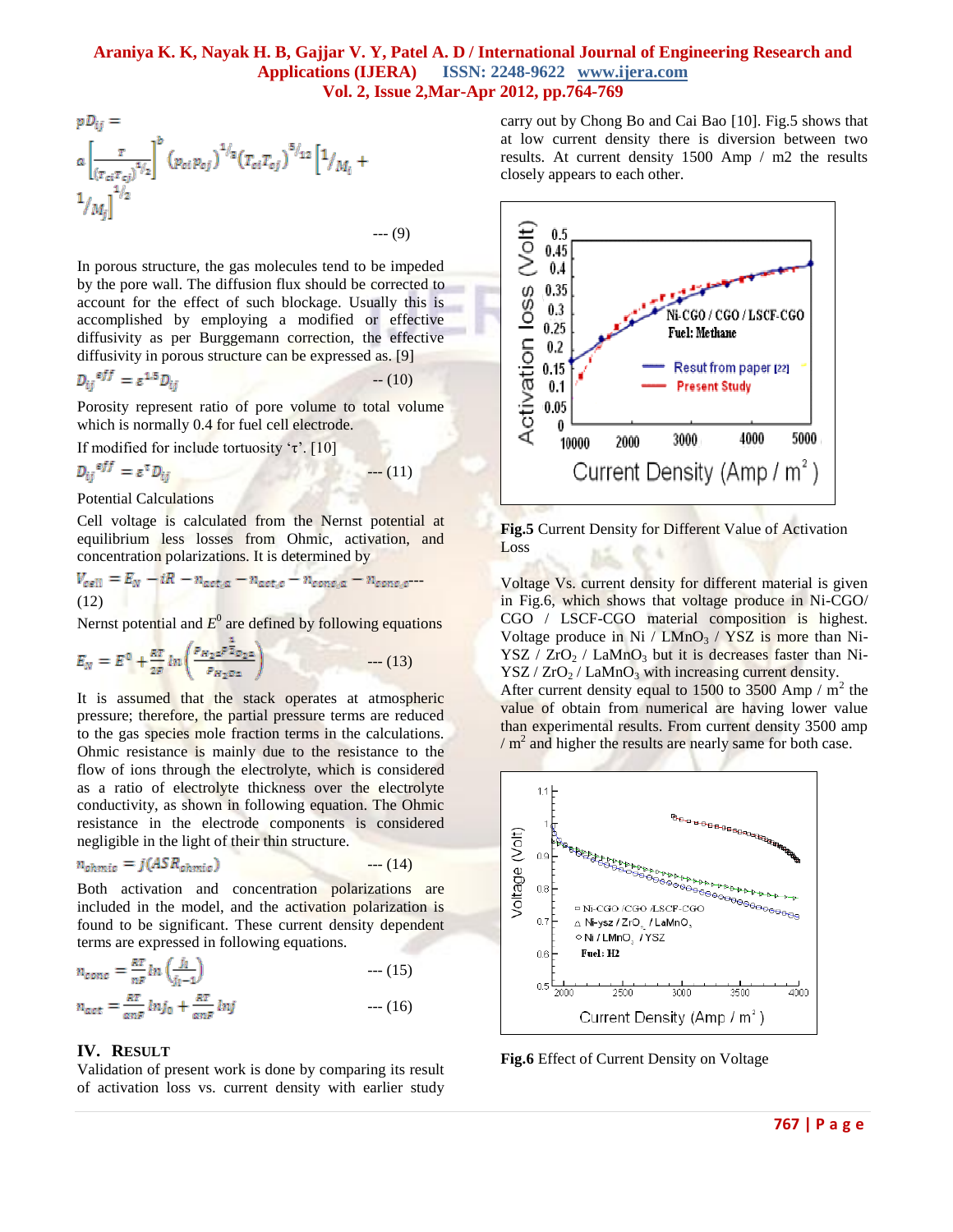$$pD_{ij} = a\left[\frac{T}{(T_{ci}T_{cj})^{1/2}}\right]^b (p_{ci}p_{cj})^{1/3}(T_{ci}T_{cj})^{5/12}\left[1/M_i + 1/M_j\right]^{1/2} \quad \text{--- (9)}$$

In porous structure, the gas molecules tend to be impeded by the pore wall. The diffusion flux should be corrected to account for the effect of such blockage. Usually this is accomplished by employing a modified or effective diffusivity as per Burggemann correction, the effective diffusivity in porous structure can be expressed as. [9]

$$D_{ij}^{eff} = \varepsilon^{1.5} D_{ij} \quad \text{-- (10)}$$

Porosity represent ratio of pore volume to total volume which is normally 0.4 for fuel cell electrode.

If modified for include tortuosity 'τ'. [10]

$$D_{ij}^{eff} = \varepsilon^{\tau} D_{ij} \quad \text{--- (11)}$$

Potential Calculations

Cell voltage is calculated from the Nernst potential at equilibrium less losses from Ohmic, activation, and concentration polarizations. It is determined by

$$V_{cell} = E_N - iR - \eta_{act,a} - \eta_{act,c} - \eta_{conc,a} - \eta_{conc,c} \quad \text{--- (12)}$$

Nernst potential and $E^0$ are defined by following equations

$$E_N = E^0 + \frac{RT}{2F} ln\left(\frac{P_{H_2}P_{O_2}^{\frac{1}{2}}}{P_{H_2O}}\right) \quad \text{--- (13)}$$

It is assumed that the stack operates at atmospheric pressure; therefore, the partial pressure terms are reduced to the gas species mole fraction terms in the calculations. Ohmic resistance is mainly due to the resistance to the flow of ions through the electrolyte, which is considered as a ratio of electrolyte thickness over the electrolyte conductivity, as shown in following equation. The Ohmic resistance in the electrode components is considered negligible in the light of their thin structure.

$$\eta_{ohmic} = j(ASR_{ohmic}) \quad \text{--- (14)}$$

Both activation and concentration polarizations are included in the model, and the activation polarization is found to be significant. These current density dependent terms are expressed in following equations.

$$\eta_{conc} = \frac{RT}{nF} ln\left(\frac{j_l}{j_l - 1}\right) \quad \text{--- (15)}$$

$$\eta_{act} = \frac{RT}{\alpha nF} ln j_0 + \frac{RT}{\alpha nF} ln j \quad \text{--- (16)}$$

## IV. Result

Validation of present work is done by comparing its result of activation loss vs. current density with earlier study carry out by Chong Bo and Cai Bao [10]. Fig.5 shows that at low current density there is diversion between two results. At current density 1500 Amp / m2 the results closely appears to each other.

**Fig.5** Current Density for Different Value of Activation Loss

Voltage Vs. current density for different material is given in Fig.6, which shows that voltage produce in Ni-CGO/ CGO / LSCF-CGO material composition is highest. Voltage produce in Ni / $LMnO_3$ / YSZ is more than Ni-YSZ / $ZrO_2$ / $LaMnO_3$ but it is decreases faster than Ni-YSZ / $ZrO_2$ / $LaMnO_3$ with increasing current density. After current density equal to 1500 to 3500 Amp / $m^2$ the value of obtain from numerical are having lower value than experimental results. From current density 3500 amp / $m^2$ and higher the results are nearly same for both case.

**Fig.6** Effect of Current Density on Voltage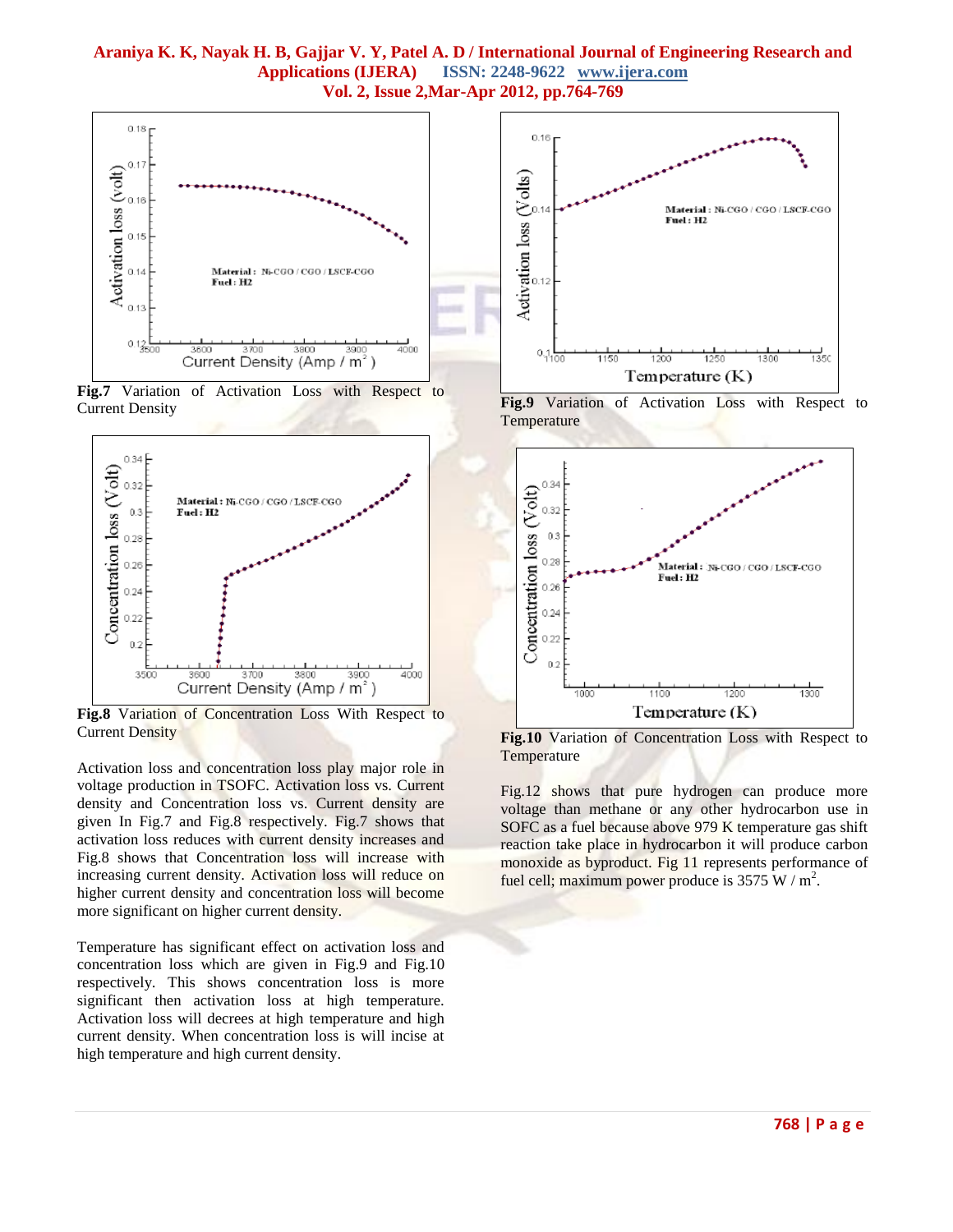**Fig.7** Variation of Activation Loss with Respect to Current Density

**Fig.8** Variation of Concentration Loss With Respect to Current Density

Activation loss and concentration loss play major role in voltage production in TSOFC. Activation loss vs. Current density and Concentration loss vs. Current density are given In Fig.7 and Fig.8 respectively. Fig.7 shows that activation loss reduces with current density increases and Fig.8 shows that Concentration loss will increase with increasing current density. Activation loss will reduce on higher current density and concentration loss will become more significant on higher current density.

Temperature has significant effect on activation loss and concentration loss which are given in Fig.9 and Fig.10 respectively. This shows concentration loss is more significant then activation loss at high temperature. Activation loss will decrees at high temperature and high current density. When concentration loss is will incise at high temperature and high current density.

**Fig.9** Variation of Activation Loss with Respect to Temperature

**Fig.10** Variation of Concentration Loss with Respect to Temperature

Fig.12 shows that pure hydrogen can produce more voltage than methane or any other hydrocarbon use in SOFC as a fuel because above 979 K temperature gas shift reaction take place in hydrocarbon it will produce carbon monoxide as byproduct. Fig 11 represents performance of fuel cell; maximum power produce is 3575 W / $m^2$.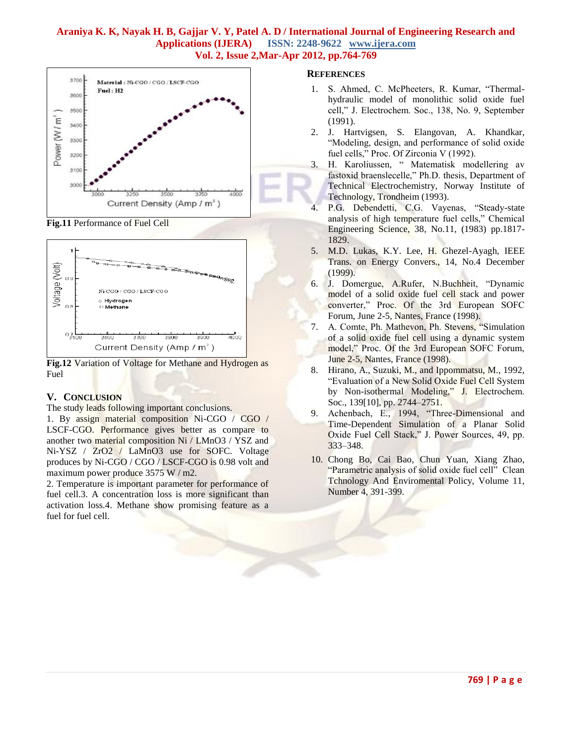Material : Ni-CGO / CGO / LSCF-CGO

Fuel : H2

Power (W / m$^2$ )

3700
3600
3500
3400
3300
3200
3100
3000

3000 3250 3500 3750 4000

Current Density (Amp / m$^2$ )

**Fig.11** Performance of Fuel Cell

Voltage (Volt)

1
0.9
0.8
0.7

Ni-CGO / CGO / LSCF-CGO

◇ Hydrogen

□ Methane

3500 3600 3700 3800 3900 4000

Current Density (Amp / m$^2$ )

**Fig.12** Variation of Voltage for Methane and Hydrogen as Fuel

## V. CONCLUSION

The study leads following important conclusions.

1. By assign material composition Ni-CGO / CGO / LSCF-CGO. Performance gives better as compare to another two material composition Ni / LMnO3 / YSZ and Ni-YSZ / ZrO2 / LaMnO3 use for SOFC. Voltage produces by Ni-CGO / CGO / LSCF-CGO is 0.98 volt and maximum power produce 3575 W / m2.

2. Temperature is important parameter for performance of fuel cell.3. A concentration loss is more significant than activation loss.4. Methane show promising feature as a fuel for fuel cell.

## REFERENCES

1. S. Ahmed, C. McPheeters, R. Kumar, "Thermal-hydraulic model of monolithic solid oxide fuel cell," J. Electrochem. Soc., 138, No. 9, September (1991).
2. J. Hartvigsen, S. Elangovan, A. Khandkar, "Modeling, design, and performance of solid oxide fuel cells," Proc. Of Zirconia V (1992).
3. H. Karoliussen, " Matematisk modellering av fastoxid braenslecelle," Ph.D. thesis, Department of Technical Electrochemistry, Norway Institute of Technology, Trondheim (1993).
4. P.G. Debendetti, C.G. Vayenas, "Steady-state analysis of high temperature fuel cells," Chemical Engineering Science, 38, No.11, (1983) pp.1817-1829.
5. M.D. Lukas, K.Y. Lee, H. Ghezel-Ayagh, IEEE Trans. on Energy Convers., 14, No.4 December (1999).
6. J. Domergue, A.Rufer, N.Buchheit, "Dynamic model of a solid oxide fuel cell stack and power converter," Proc. Of the 3rd European SOFC Forum, June 2-5, Nantes, France (1998).
7. A. Comte, Ph. Mathevon, Ph. Stevens, "Simulation of a solid oxide fuel cell using a dynamic system model," Proc. Of the 3rd European SOFC Forum, June 2-5, Nantes, France (1998).
8. Hirano, A., Suzuki, M., and Ippommatsu, M., 1992, "Evaluation of a New Solid Oxide Fuel Cell System by Non-isothermal Modeling," J. Electrochem. Soc., 139[10], pp. 2744–2751.
9. Achenbach, E., 1994, "Three-Dimensional and Time-Dependent Simulation of a Planar Solid Oxide Fuel Cell Stack," J. Power Sources, 49, pp. 333–348.
10. Chong Bo, Cai Bao, Chun Yuan, Xiang Zhao, "Parametric analysis of solid oxide fuel cell" Clean Tchnology And Enviromental Policy, Volume 11, Number 4, 391-399.